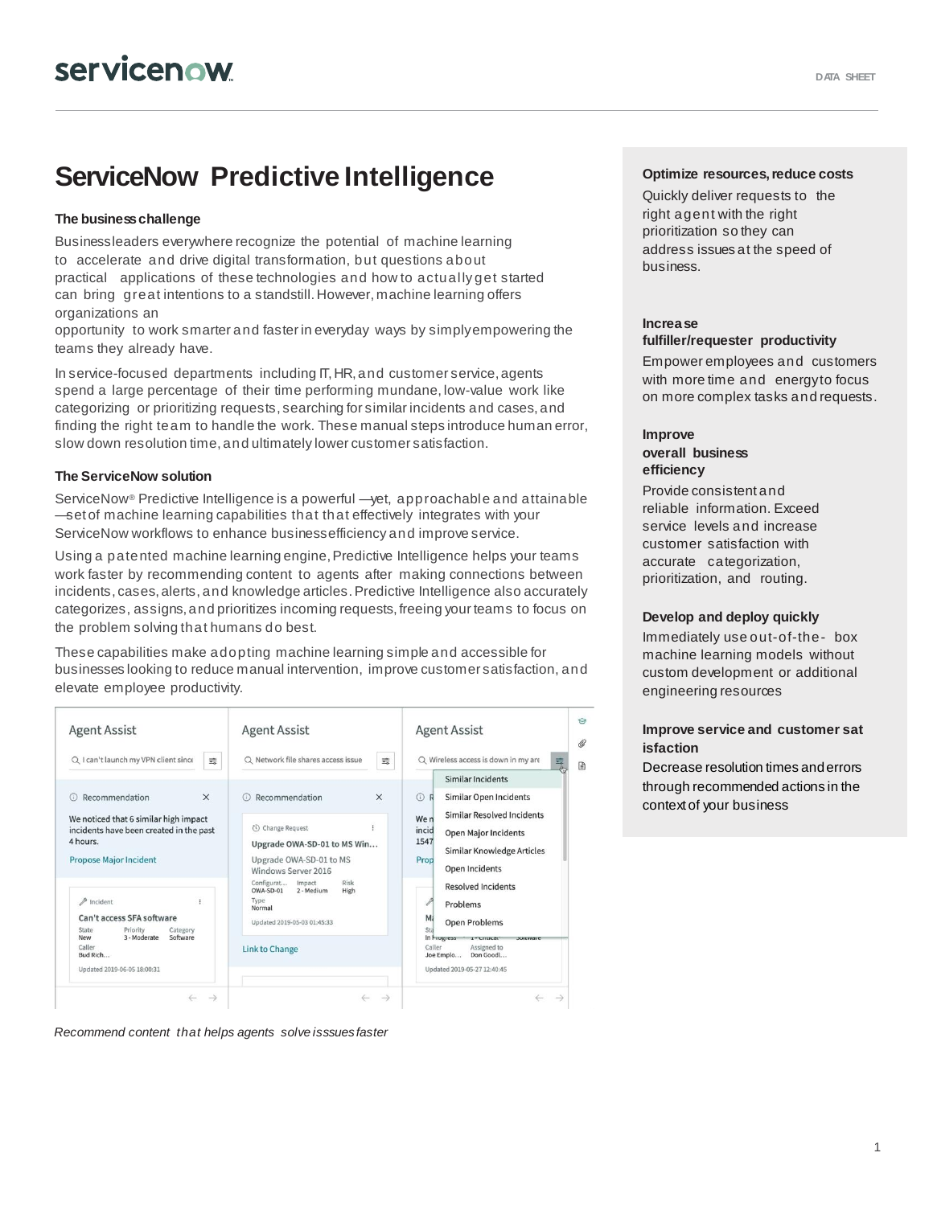# ServiceNow Predictive Intelligence

### The business challenge

Business leaders everywhere recognize the potential of machine learning to accelerate and drive digital transformation, but questions about practical applications of these technologies and how to actually get started can bring great intentions to a standstill. However, machine learning offers organizations an opportunity to work smarter and faster in everyday ways by simply empowering the teams they already have.

In service-focused departments including IT, HR, and customer service, agents spend a large percentage of their time performing mundane, low-value work like categorizing or prioritizing requests, searching for similar incidents and cases, and finding the right team to handle the work. These manual steps introduce human error, slow down resolution time, and ultimately lower customer satisfaction.

### The ServiceNow solution

ServiceNow® Predictive Intelligence is a powerful —yet, approachable and attainable —set of machine learning capabilities that that effectively integrates with your ServiceNow workflows to enhance business efficiency and improve service.

Using a patented machine learning engine, Predictive Intelligence helps your teams work faster by recommending content to agents after making connections between incidents, cases, alerts, and knowledge articles. Predictive Intelligence also accurately categorizes, assigns, and prioritizes incoming requests, freeing your teams to focus on the problem solving that humans do best.

These capabilities make adopting machine learning simple and accessible for businesses looking to reduce manual intervention, improve customer satisfaction, and elevate employee productivity.

*Recommend content that helps agents solve isssues faster*

**Optimize resources, reduce costs**

Quickly deliver requests to the right agent with the right prioritization so they can address issues at the speed of business.

**Increase fulfiller/requester productivity**

Empower employees and customers with more time and energy to focus on more complex tasks and requests.

**Improve overall business efficiency**

Provide consistent and reliable information. Exceed service levels and increase customer satisfaction with accurate categorization, prioritization, and routing.

**Develop and deploy quickly**

Immediately use out-of-the- box machine learning models without custom development or additional engineering resources

**Improve service and customer satisfaction**

Decrease resolution times and errors through recommended actions in the context of your business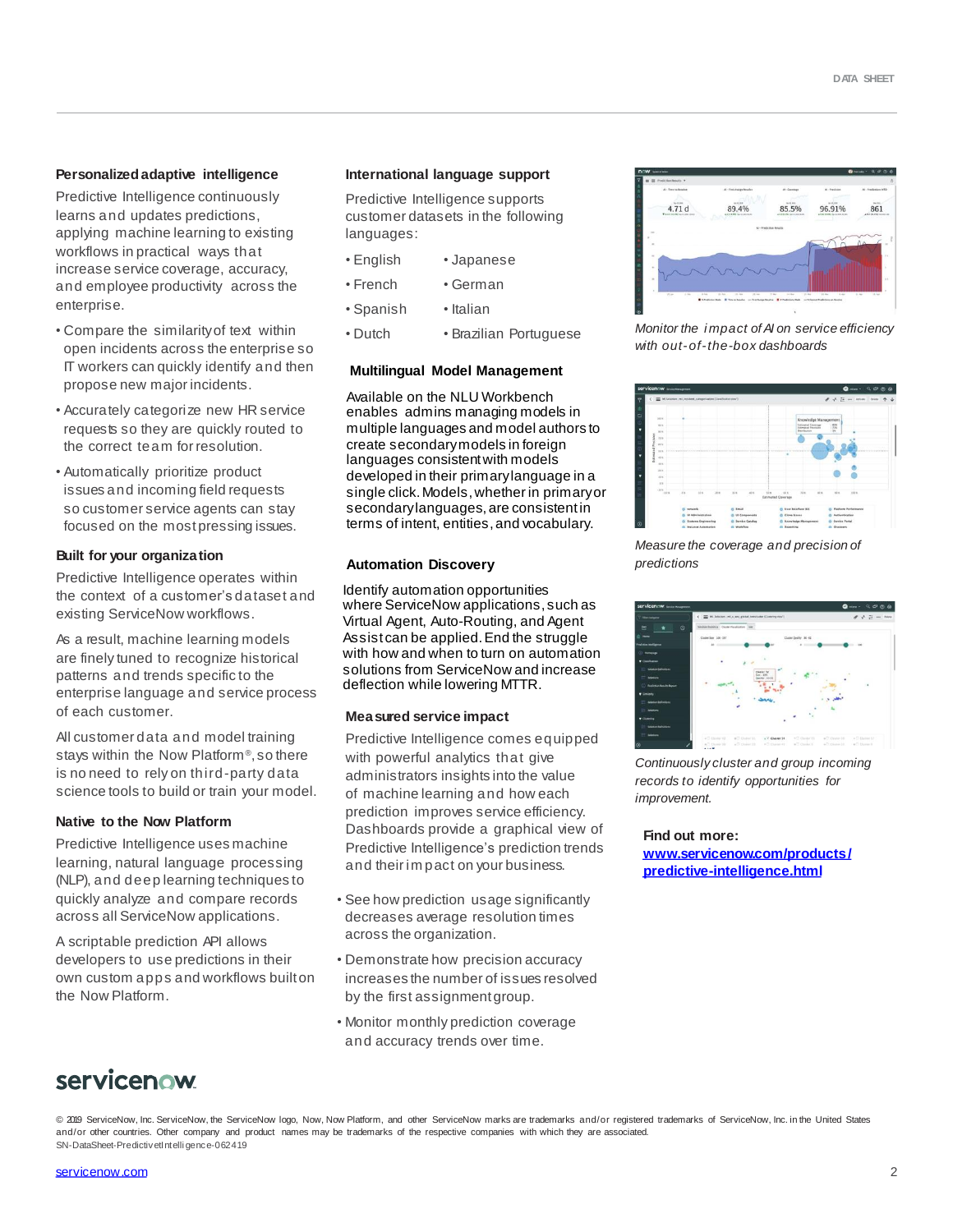### Personalized adaptive intelligence

Predictive Intelligence continuously learns and updates predictions, applying machine learning to existing workflows in practical ways that increase service coverage, accuracy, and employee productivity across the enterprise.

- Compare the similarity of text within open incidents across the enterprise so IT workers can quickly identify and then propose new major incidents.
- Accurately categorize new HR service requests so they are quickly routed to the correct team for resolution.
- Automatically prioritize product issues and incoming field requests so customer service agents can stay focused on the most pressing issues.

### Built for your organization

Predictive Intelligence operates within the context of a customer's dataset and existing ServiceNow workflows.

As a result, machine learning models are finely tuned to recognize historical patterns and trends specific to the enterprise language and service process of each customer.

All customer data and model training stays within the Now Platform®, so there is no need to rely on third-party data science tools to build or train your model.

### Native to the Now Platform

Predictive Intelligence uses machine learning, natural language processing (NLP), and deep learning techniques to quickly analyze and compare records across all ServiceNow applications.

A scriptable prediction API allows developers to use predictions in their own custom apps and workflows built on the Now Platform.

### International language support

Predictive Intelligence supports customer datasets in the following languages:

- English
- French
- Spanish
- Dutch
- Japanese
- German
- Italian
- Brazilian Portuguese

### Multilingual Model Management

Available on the NLU Workbench enables admins managing models in multiple languages and model authors to create secondary models in foreign languages consistent with models developed in their primary language in a single click. Models, whether in primary or secondary languages, are consistent in terms of intent, entities, and vocabulary.

### Automation Discovery

Identify automation opportunities where ServiceNow applications, such as Virtual Agent, Auto-Routing, and Agent Assist can be applied. End the struggle with how and when to turn on automation solutions from ServiceNow and increase deflection while lowering MTTR.

### Measured service impact

Predictive Intelligence comes equipped with powerful analytics that give administrators insights into the value of machine learning and how each prediction improves service efficiency. Dashboards provide a graphical view of Predictive Intelligence's prediction trends and their impact on your business.

- See how prediction usage significantly decreases average resolution times across the organization.
- Demonstrate how precision accuracy increases the number of issues resolved by the first assignment group.
- Monitor monthly prediction coverage and accuracy trends over time.

*Monitor the impact of AI on service efficiency with out-of-the-box dashboards*

*Measure the coverage and precision of predictions*

*Continuously cluster and group incoming records to identify opportunities for improvement.*

**Find out more:**
[www.servicenow.com/products/predictive-intelligence.html](https://www.servicenow.com/products/predictive-intelligence.html)

servicenow

© 2019 ServiceNow, Inc. ServiceNow, the ServiceNow logo, Now, Now Platform, and other ServiceNow marks are trademarks and/or registered trademarks of ServiceNow, Inc. in the United States and/or other countries. Other company and product names may be trademarks of the respective companies with which they are associated.
SN-DataSheet-PredictiveIntelligence-062419

[servicenow.com](https://servicenow.com)